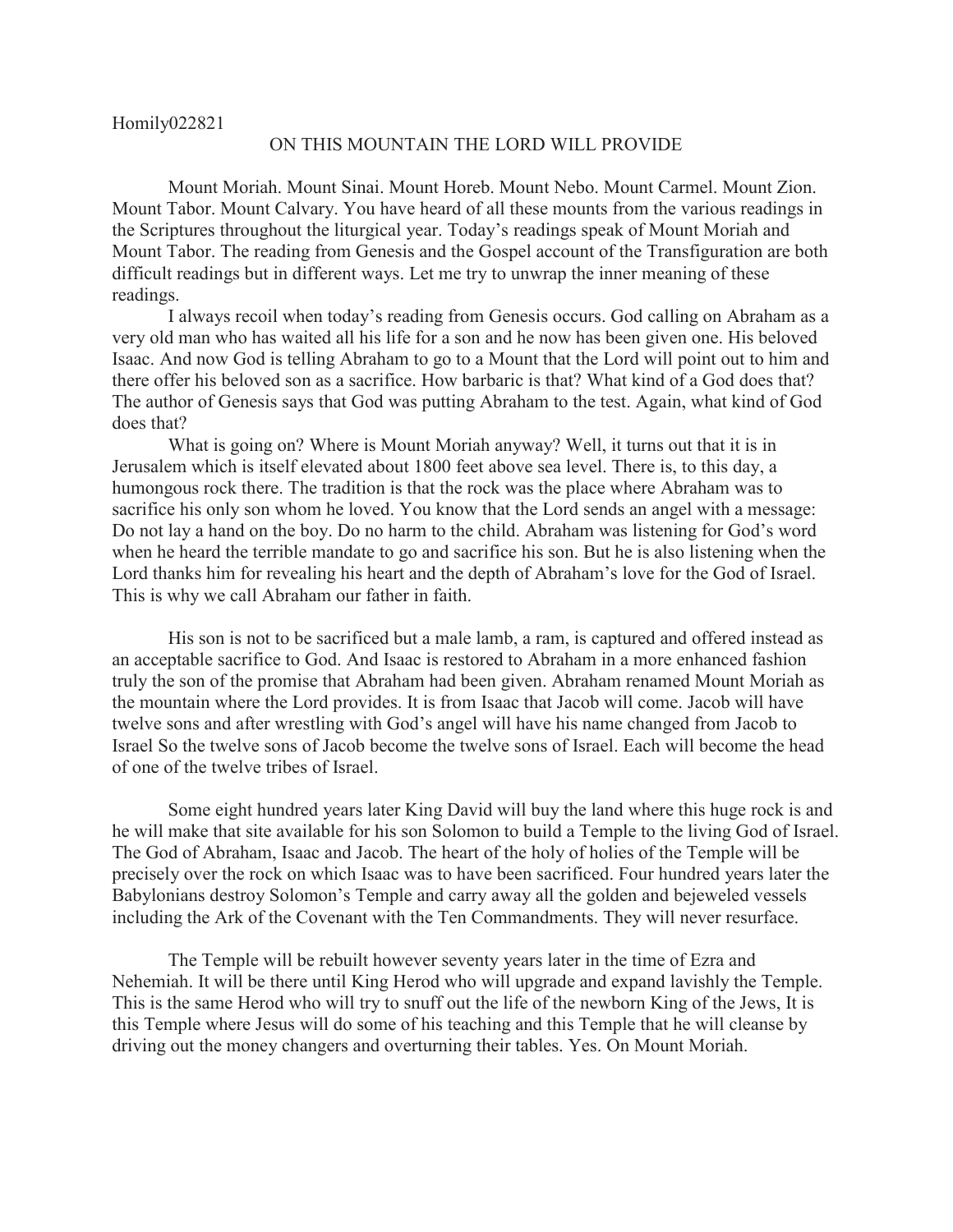Homily022821

# ON THIS MOUNTAIN THE LORD WILL PROVIDE

Mount Moriah. Mount Sinai. Mount Horeb. Mount Nebo. Mount Carmel. Mount Zion. Mount Tabor. Mount Calvary. You have heard of all these mounts from the various readings in the Scriptures throughout the liturgical year. Today's readings speak of Mount Moriah and Mount Tabor. The reading from Genesis and the Gospel account of the Transfiguration are both difficult readings but in different ways. Let me try to unwrap the inner meaning of these readings.

I always recoil when today's reading from Genesis occurs. God calling on Abraham as a very old man who has waited all his life for a son and he now has been given one. His beloved Isaac. And now God is telling Abraham to go to a Mount that the Lord will point out to him and there offer his beloved son as a sacrifice. How barbaric is that? What kind of a God does that? The author of Genesis says that God was putting Abraham to the test. Again, what kind of God does that?

What is going on? Where is Mount Moriah anyway? Well, it turns out that it is in Jerusalem which is itself elevated about 1800 feet above sea level. There is, to this day, a humongous rock there. The tradition is that the rock was the place where Abraham was to sacrifice his only son whom he loved. You know that the Lord sends an angel with a message: Do not lay a hand on the boy. Do no harm to the child. Abraham was listening for God's word when he heard the terrible mandate to go and sacrifice his son. But he is also listening when the Lord thanks him for revealing his heart and the depth of Abraham's love for the God of Israel. This is why we call Abraham our father in faith.

His son is not to be sacrificed but a male lamb, a ram, is captured and offered instead as an acceptable sacrifice to God. And Isaac is restored to Abraham in a more enhanced fashion truly the son of the promise that Abraham had been given. Abraham renamed Mount Moriah as the mountain where the Lord provides. It is from Isaac that Jacob will come. Jacob will have twelve sons and after wrestling with God's angel will have his name changed from Jacob to Israel So the twelve sons of Jacob become the twelve sons of Israel. Each will become the head of one of the twelve tribes of Israel.

Some eight hundred years later King David will buy the land where this huge rock is and he will make that site available for his son Solomon to build a Temple to the living God of Israel. The God of Abraham, Isaac and Jacob. The heart of the holy of holies of the Temple will be precisely over the rock on which Isaac was to have been sacrificed. Four hundred years later the Babylonians destroy Solomon's Temple and carry away all the golden and bejeweled vessels including the Ark of the Covenant with the Ten Commandments. They will never resurface.

The Temple will be rebuilt however seventy years later in the time of Ezra and Nehemiah. It will be there until King Herod who will upgrade and expand lavishly the Temple. This is the same Herod who will try to snuff out the life of the newborn King of the Jews, It is this Temple where Jesus will do some of his teaching and this Temple that he will cleanse by driving out the money changers and overturning their tables. Yes. On Mount Moriah.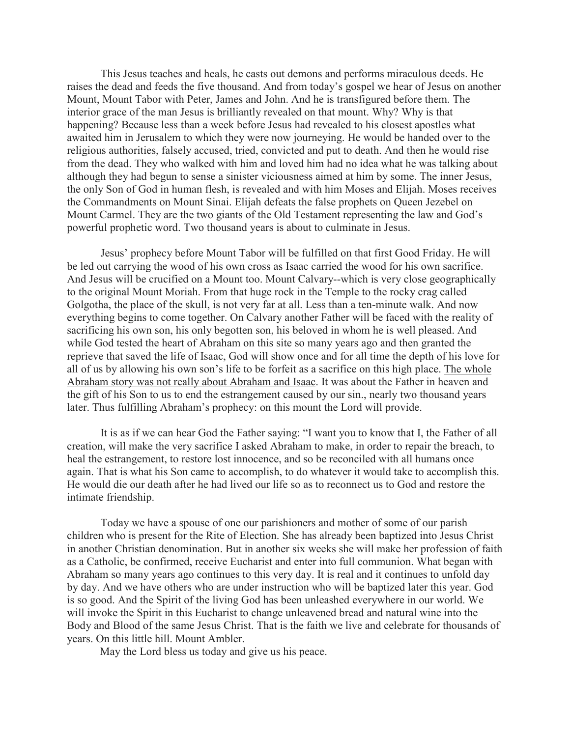This Jesus teaches and heals, he casts out demons and performs miraculous deeds. He raises the dead and feeds the five thousand. And from today's gospel we hear of Jesus on another Mount, Mount Tabor with Peter, James and John. And he is transfigured before them. The interior grace of the man Jesus is brilliantly revealed on that mount. Why? Why is that happening? Because less than a week before Jesus had revealed to his closest apostles what awaited him in Jerusalem to which they were now journeying. He would be handed over to the religious authorities, falsely accused, tried, convicted and put to death. And then he would rise from the dead. They who walked with him and loved him had no idea what he was talking about although they had begun to sense a sinister viciousness aimed at him by some. The inner Jesus, the only Son of God in human flesh, is revealed and with him Moses and Elijah. Moses receives the Commandments on Mount Sinai. Elijah defeats the false prophets on Queen Jezebel on Mount Carmel. They are the two giants of the Old Testament representing the law and God's powerful prophetic word. Two thousand years is about to culminate in Jesus.

Jesus' prophecy before Mount Tabor will be fulfilled on that first Good Friday. He will be led out carrying the wood of his own cross as Isaac carried the wood for his own sacrifice. And Jesus will be crucified on a Mount too. Mount Calvary--which is very close geographically to the original Mount Moriah. From that huge rock in the Temple to the rocky crag called Golgotha, the place of the skull, is not very far at all. Less than a ten-minute walk. And now everything begins to come together. On Calvary another Father will be faced with the reality of sacrificing his own son, his only begotten son, his beloved in whom he is well pleased. And while God tested the heart of Abraham on this site so many years ago and then granted the reprieve that saved the life of Isaac, God will show once and for all time the depth of his love for all of us by allowing his own son's life to be forfeit as a sacrifice on this high place. <u>The whole Abraham story was not really about Abraham and Isaac</u>. It was about the Father in heaven and the gift of his Son to us to end the estrangement caused by our sin., nearly two thousand years later. Thus fulfilling Abraham's prophecy: on this mount the Lord will provide.

It is as if we can hear God the Father saying: "I want you to know that I, the Father of all creation, will make the very sacrifice I asked Abraham to make, in order to repair the breach, to heal the estrangement, to restore lost innocence, and so be reconciled with all humans once again. That is what his Son came to accomplish, to do whatever it would take to accomplish this. He would die our death after he had lived our life so as to reconnect us to God and restore the intimate friendship.

Today we have a spouse of one our parishioners and mother of some of our parish children who is present for the Rite of Election. She has already been baptized into Jesus Christ in another Christian denomination. But in another six weeks she will make her profession of faith as a Catholic, be confirmed, receive Eucharist and enter into full communion. What began with Abraham so many years ago continues to this very day. It is real and it continues to unfold day by day. And we have others who are under instruction who will be baptized later this year. God is so good. And the Spirit of the living God has been unleashed everywhere in our world. We will invoke the Spirit in this Eucharist to change unleavened bread and natural wine into the Body and Blood of the same Jesus Christ. That is the faith we live and celebrate for thousands of years. On this little hill. Mount Ambler.

May the Lord bless us today and give us his peace.